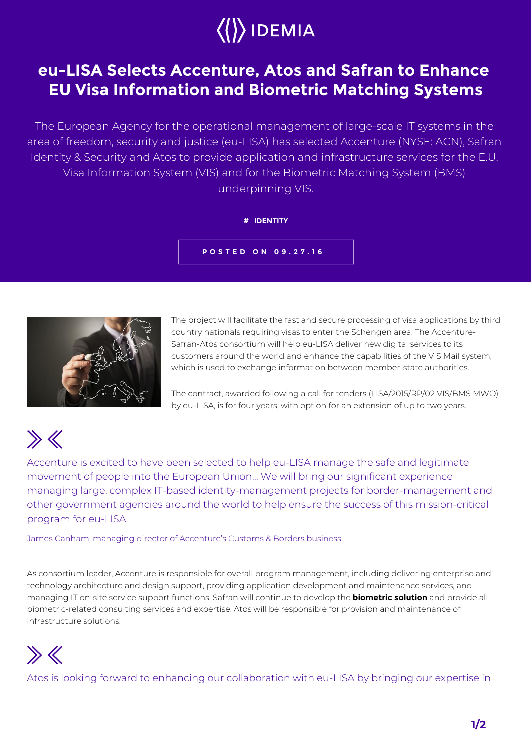IDEMIA

# eu-LISA Selects Accenture, Atos and Safran to Enhance EU Visa Information and Biometric Matching Systems

The European Agency for the operational management of large-scale IT systems in the area of freedom, security and justice (eu-LISA) has selected Accenture (NYSE: ACN), Safran Identity & Security and Atos to provide application and infrastructure services for the E.U. Visa Information System (VIS) and for the Biometric Matching System (BMS) underpinning VIS.

**# IDENTITY**

**POSTED ON 09.27.16**

The project will facilitate the fast and secure processing of visa applications by third country nationals requiring visas to enter the Schengen area. The Accenture-Safran-Atos consortium will help eu-LISA deliver new digital services to its customers around the world and enhance the capabilities of the VIS Mail system, which is used to exchange information between member-state authorities.

The contract, awarded following a call for tenders (LISA/2015/RP/02 VIS/BMS MWO) by eu-LISA, is for four years, with option for an extension of up to two years.

> Accenture is excited to have been selected to help eu-LISA manage the safe and legitimate movement of people into the European Union… We will bring our significant experience managing large, complex IT-based identity-management projects for border-management and other government agencies around the world to help ensure the success of this mission-critical program for eu-LISA.
>
> James Canham, managing director of Accenture's Customs & Borders business

As consortium leader, Accenture is responsible for overall program management, including delivering enterprise and technology architecture and design support, providing application development and maintenance services, and managing IT on-site service support functions. Safran will continue to develop the **biometric solution** and provide all biometric-related consulting services and expertise. Atos will be responsible for provision and maintenance of infrastructure solutions.

> Atos is looking forward to enhancing our collaboration with eu-LISA by bringing our expertise in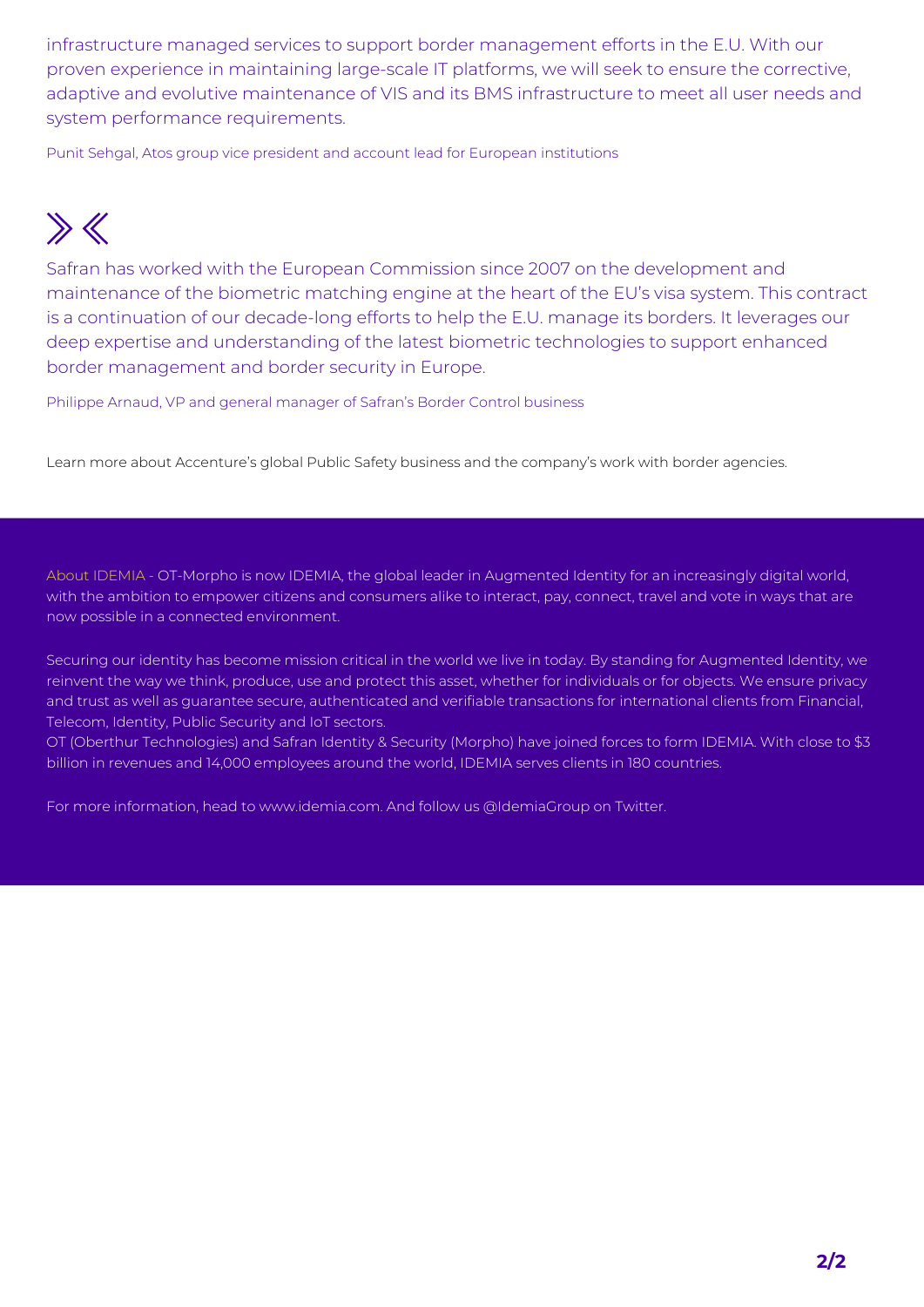infrastructure managed services to support border management efforts in the E.U. With our proven experience in maintaining large-scale IT platforms, we will seek to ensure the corrective, adaptive and evolutive maintenance of VIS and its BMS infrastructure to meet all user needs and system performance requirements.

Punit Sehgal, Atos group vice president and account lead for European institutions

Safran has worked with the European Commission since 2007 on the development and maintenance of the biometric matching engine at the heart of the EU's visa system. This contract is a continuation of our decade-long efforts to help the E.U. manage its borders. It leverages our deep expertise and understanding of the latest biometric technologies to support enhanced border management and border security in Europe.

Philippe Arnaud, VP and general manager of Safran's Border Control business

Learn more about Accenture's global Public Safety business and the company's work with border agencies.

About IDEMIA - OT-Morpho is now IDEMIA, the global leader in Augmented Identity for an increasingly digital world, with the ambition to empower citizens and consumers alike to interact, pay, connect, travel and vote in ways that are now possible in a connected environment.

Securing our identity has become mission critical in the world we live in today. By standing for Augmented Identity, we reinvent the way we think, produce, use and protect this asset, whether for individuals or for objects. We ensure privacy and trust as well as guarantee secure, authenticated and verifiable transactions for international clients from Financial, Telecom, Identity, Public Security and IoT sectors.
OT (Oberthur Technologies) and Safran Identity & Security (Morpho) have joined forces to form IDEMIA. With close to $3 billion in revenues and 14,000 employees around the world, IDEMIA serves clients in 180 countries.

For more information, head to www.idemia.com. And follow us @IdemiaGroup on Twitter.